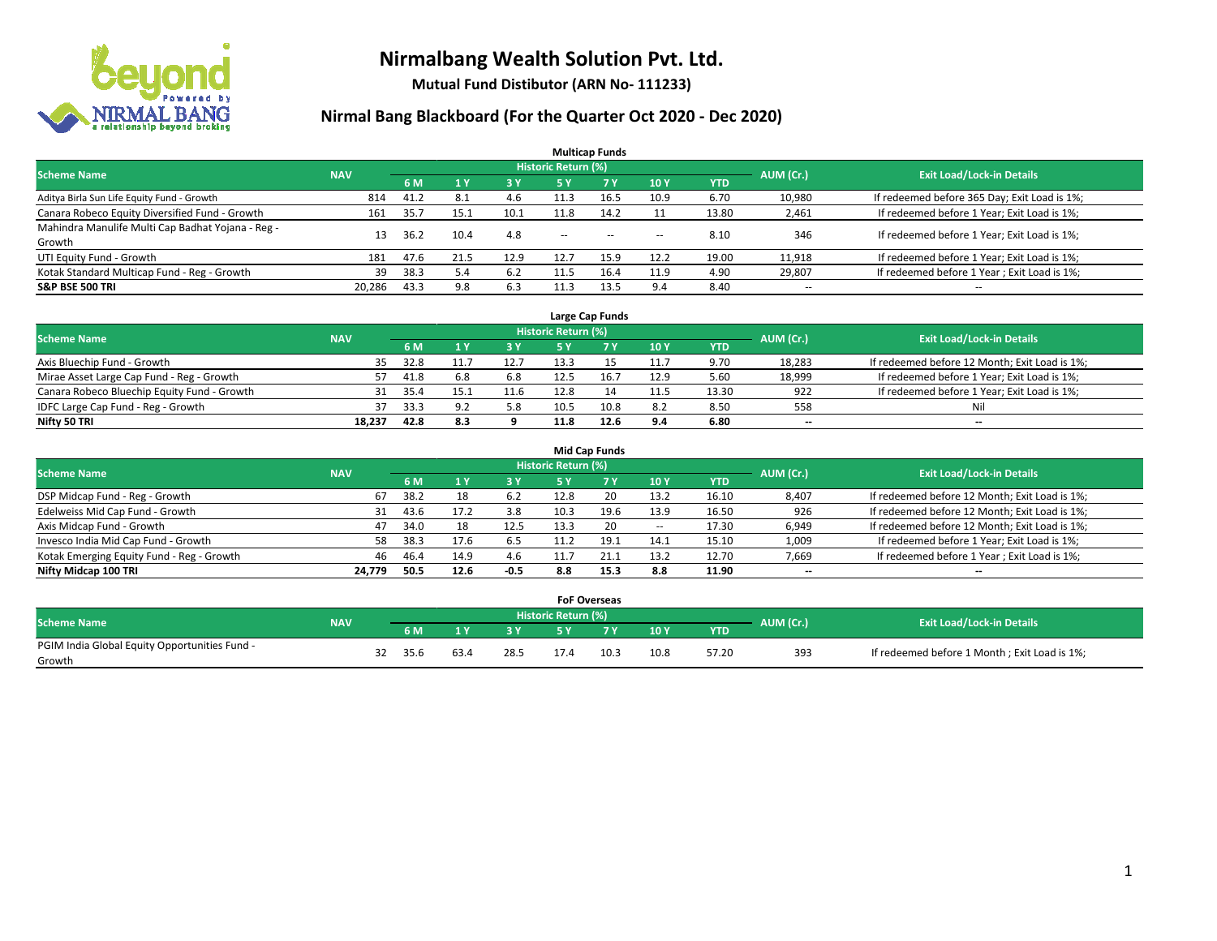# Nirmalbang Wealth Solution Pvt. Ltd.

**Mutual Fund Distibutor (ARN No- 111233)**

## Nirmal Bang Blackboard (For the Quarter Oct 2020 - Dec 2020)

### Multicap Funds

| Scheme Name | NAV | Historic Return (%) | | | | | | | AUM (Cr.) | Exit Load/Lock-in Details |
|---|---|---|---|---|---|---|---|---|---|---|
| | | 6 M | 1 Y | 3 Y | 5 Y | 7 Y | 10 Y | YTD | | |
| Aditya Birla Sun Life Equity Fund - Growth | 814 | 41.2 | 8.1 | 4.6 | 11.3 | 16.5 | 10.9 | 6.70 | 10,980 | If redeemed before 365 Day; Exit Load is 1%; |
| Canara Robeco Equity Diversified Fund - Growth | 161 | 35.7 | 15.1 | 10.1 | 11.8 | 14.2 | 11 | 13.80 | 2,461 | If redeemed before 1 Year; Exit Load is 1%; |
| Mahindra Manulife Multi Cap Badhat Yojana - Reg - Growth | 13 | 36.2 | 10.4 | 4.8 | -- | -- | -- | 8.10 | 346 | If redeemed before 1 Year; Exit Load is 1%; |
| UTI Equity Fund - Growth | 181 | 47.6 | 21.5 | 12.9 | 12.7 | 15.9 | 12.2 | 19.00 | 11,918 | If redeemed before 1 Year; Exit Load is 1%; |
| Kotak Standard Multicap Fund - Reg - Growth | 39 | 38.3 | 5.4 | 6.2 | 11.5 | 16.4 | 11.9 | 4.90 | 29,807 | If redeemed before 1 Year ; Exit Load is 1%; |
| **S&P BSE 500 TRI** | **20,286** | **43.3** | **9.8** | **6.3** | **11.3** | **13.5** | **9.4** | **8.40** | -- | -- |

### Large Cap Funds

| Scheme Name | NAV | Historic Return (%) | | | | | | | AUM (Cr.) | Exit Load/Lock-in Details |
|---|---|---|---|---|---|---|---|---|---|---|
| | | 6 M | 1 Y | 3 Y | 5 Y | 7 Y | 10 Y | YTD | | |
| Axis Bluechip Fund - Growth | 35 | 32.8 | 11.7 | 12.7 | 13.3 | 15 | 11.7 | 9.70 | 18,283 | If redeemed before 12 Month; Exit Load is 1%; |
| Mirae Asset Large Cap Fund - Reg - Growth | 57 | 41.8 | 6.8 | 6.8 | 12.5 | 16.7 | 12.9 | 5.60 | 18,999 | If redeemed before 1 Year; Exit Load is 1%; |
| Canara Robeco Bluechip Equity Fund - Growth | 31 | 35.4 | 15.1 | 11.6 | 12.8 | 14 | 11.5 | 13.30 | 922 | If redeemed before 1 Year; Exit Load is 1%; |
| IDFC Large Cap Fund - Reg - Growth | 37 | 33.3 | 9.2 | 5.8 | 10.5 | 10.8 | 8.2 | 8.50 | 558 | Nil |
| **Nifty 50 TRI** | **18,237** | **42.8** | **8.3** | **9** | **11.8** | **12.6** | **9.4** | **6.80** | -- | -- |

### Mid Cap Funds

| Scheme Name | NAV | Historic Return (%) | | | | | | | AUM (Cr.) | Exit Load/Lock-in Details |
|---|---|---|---|---|---|---|---|---|---|---|
| | | 6 M | 1 Y | 3 Y | 5 Y | 7 Y | 10 Y | YTD | | |
| DSP Midcap Fund - Reg - Growth | 67 | 38.2 | 18 | 6.2 | 12.8 | 20 | 13.2 | 16.10 | 8,407 | If redeemed before 12 Month; Exit Load is 1%; |
| Edelweiss Mid Cap Fund - Growth | 31 | 43.6 | 17.2 | 3.8 | 10.3 | 19.6 | 13.9 | 16.50 | 926 | If redeemed before 12 Month; Exit Load is 1%; |
| Axis Midcap Fund - Growth | 47 | 34.0 | 18 | 12.5 | 13.3 | 20 | -- | 17.30 | 6,949 | If redeemed before 12 Month; Exit Load is 1%; |
| Invesco India Mid Cap Fund - Growth | 58 | 38.3 | 17.6 | 6.5 | 11.2 | 19.1 | 14.1 | 15.10 | 1,009 | If redeemed before 1 Year; Exit Load is 1%; |
| Kotak Emerging Equity Fund - Reg - Growth | 46 | 46.4 | 14.9 | 4.6 | 11.7 | 21.1 | 13.2 | 12.70 | 7,669 | If redeemed before 1 Year ; Exit Load is 1%; |
| **Nifty Midcap 100 TRI** | **24,779** | **50.5** | **12.6** | **-0.5** | **8.8** | **15.3** | **8.8** | **11.90** | -- | -- |

### FoF Overseas

| Scheme Name | NAV | Historic Return (%) | | | | | | | AUM (Cr.) | Exit Load/Lock-in Details |
|---|---|---|---|---|---|---|---|---|---|---|
| | | 6 M | 1 Y | 3 Y | 5 Y | 7 Y | 10 Y | YTD | | |
| PGIM India Global Equity Opportunities Fund - Growth | 32 | 35.6 | 63.4 | 28.5 | 17.4 | 10.3 | 10.8 | 57.20 | 393 | If redeemed before 1 Month ; Exit Load is 1%; |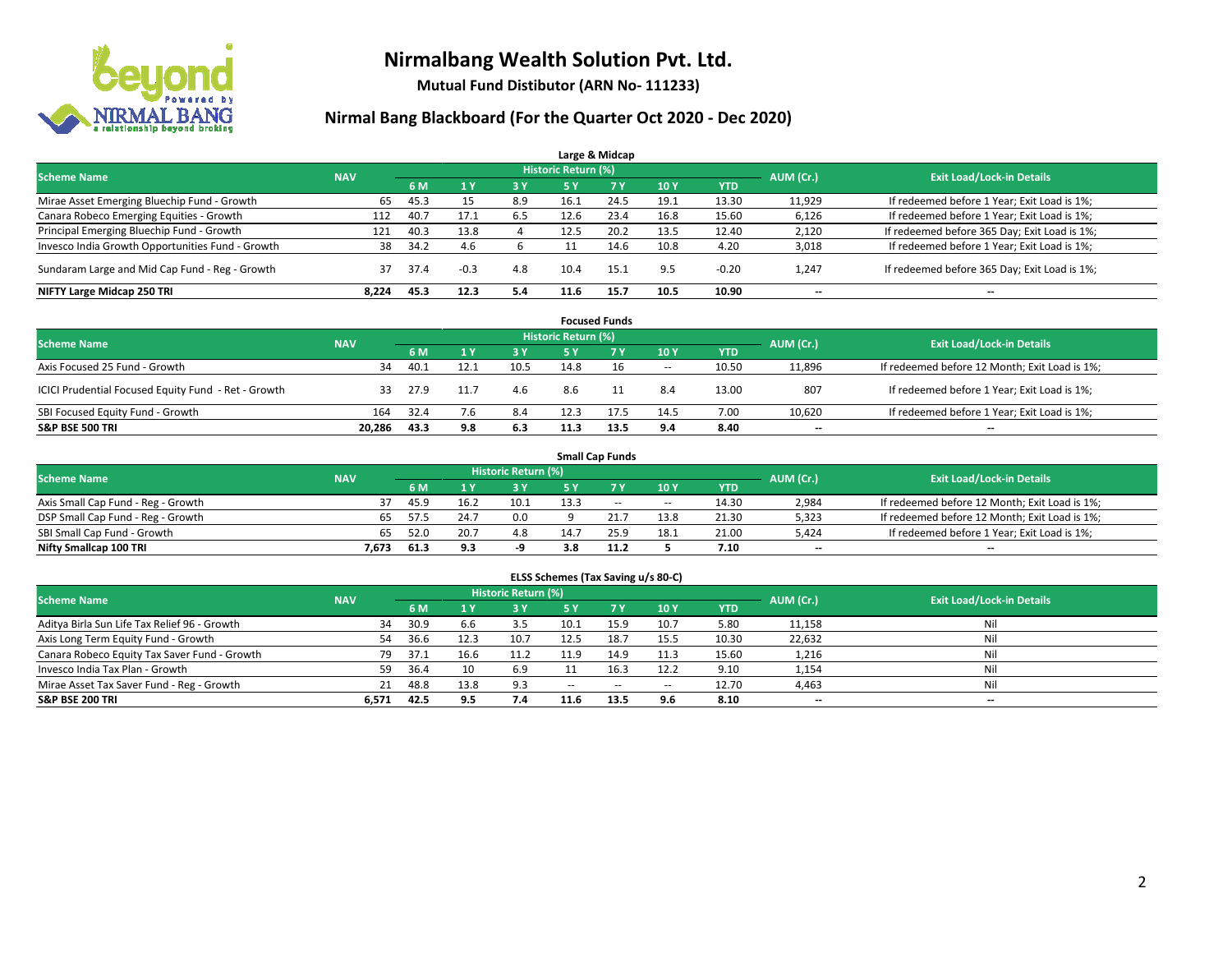# Nirmalbang Wealth Solution Pvt. Ltd.

**Mutual Fund Distibutor (ARN No- 111233)**

## Nirmal Bang Blackboard (For the Quarter Oct 2020 - Dec 2020)

### Large & Midcap

| Scheme Name | NAV | Historic Return (%) | | | | | | | AUM (Cr.) | Exit Load/Lock-in Details |
|---|---|---|---|---|---|---|---|---|---|---|
| | | 6 M | 1 Y | 3 Y | 5 Y | 7 Y | 10 Y | YTD | | |
| Mirae Asset Emerging Bluechip Fund - Growth | 65 | 45.3 | 15 | 8.9 | 16.1 | 24.5 | 19.1 | 13.30 | 11,929 | If redeemed before 1 Year; Exit Load is 1%; |
| Canara Robeco Emerging Equities - Growth | 112 | 40.7 | 17.1 | 6.5 | 12.6 | 23.4 | 16.8 | 15.60 | 6,126 | If redeemed before 1 Year; Exit Load is 1%; |
| Principal Emerging Bluechip Fund - Growth | 121 | 40.3 | 13.8 | 4 | 12.5 | 20.2 | 13.5 | 12.40 | 2,120 | If redeemed before 365 Day; Exit Load is 1%; |
| Invesco India Growth Opportunities Fund - Growth | 38 | 34.2 | 4.6 | 6 | 11 | 14.6 | 10.8 | 4.20 | 3,018 | If redeemed before 1 Year; Exit Load is 1%; |
| Sundaram Large and Mid Cap Fund - Reg - Growth | 37 | 37.4 | -0.3 | 4.8 | 10.4 | 15.1 | 9.5 | -0.20 | 1,247 | If redeemed before 365 Day; Exit Load is 1%; |
| **NIFTY Large Midcap 250 TRI** | **8,224** | **45.3** | **12.3** | **5.4** | **11.6** | **15.7** | **10.5** | **10.90** | **--** | **--** |

### Focused Funds

| Scheme Name | NAV | Historic Return (%) | | | | | | | AUM (Cr.) | Exit Load/Lock-in Details |
|---|---|---|---|---|---|---|---|---|---|---|
| | | 6 M | 1 Y | 3 Y | 5 Y | 7 Y | 10 Y | YTD | | |
| Axis Focused 25 Fund - Growth | 34 | 40.1 | 12.1 | 10.5 | 14.8 | 16 | -- | 10.50 | 11,896 | If redeemed before 12 Month; Exit Load is 1%; |
| ICICI Prudential Focused Equity Fund - Ret - Growth | 33 | 27.9 | 11.7 | 4.6 | 8.6 | 11 | 8.4 | 13.00 | 807 | If redeemed before 1 Year; Exit Load is 1%; |
| SBI Focused Equity Fund - Growth | 164 | 32.4 | 7.6 | 8.4 | 12.3 | 17.5 | 14.5 | 7.00 | 10,620 | If redeemed before 1 Year; Exit Load is 1%; |
| **S&P BSE 500 TRI** | **20,286** | **43.3** | **9.8** | **6.3** | **11.3** | **13.5** | **9.4** | **8.40** | **--** | **--** |

### Small Cap Funds

| Scheme Name | NAV | Historic Return (%) | | | | | | | AUM (Cr.) | Exit Load/Lock-in Details |
|---|---|---|---|---|---|---|---|---|---|---|
| | | 6 M | 1 Y | 3 Y | 5 Y | 7 Y | 10 Y | YTD | | |
| Axis Small Cap Fund - Reg - Growth | 37 | 45.9 | 16.2 | 10.1 | 13.3 | -- | -- | 14.30 | 2,984 | If redeemed before 12 Month; Exit Load is 1%; |
| DSP Small Cap Fund - Reg - Growth | 65 | 57.5 | 24.7 | 0.0 | 9 | 21.7 | 13.8 | 21.30 | 5,323 | If redeemed before 12 Month; Exit Load is 1%; |
| SBI Small Cap Fund - Growth | 65 | 52.0 | 20.7 | 4.8 | 14.7 | 25.9 | 18.1 | 21.00 | 5,424 | If redeemed before 1 Year; Exit Load is 1%; |
| **Nifty Smallcap 100 TRI** | **7,673** | **61.3** | **9.3** | **-9** | **3.8** | **11.2** | **5** | **7.10** | **--** | **--** |

### ELSS Schemes (Tax Saving u/s 80-C)

| Scheme Name | NAV | Historic Return (%) | | | | | | | AUM (Cr.) | Exit Load/Lock-in Details |
|---|---|---|---|---|---|---|---|---|---|---|
| | | 6 M | 1 Y | 3 Y | 5 Y | 7 Y | 10 Y | YTD | | |
| Aditya Birla Sun Life Tax Relief 96 - Growth | 34 | 30.9 | 6.6 | 3.5 | 10.1 | 15.9 | 10.7 | 5.80 | 11,158 | Nil |
| Axis Long Term Equity Fund - Growth | 54 | 36.6 | 12.3 | 10.7 | 12.5 | 18.7 | 15.5 | 10.30 | 22,632 | Nil |
| Canara Robeco Equity Tax Saver Fund - Growth | 79 | 37.1 | 16.6 | 11.2 | 11.9 | 14.9 | 11.3 | 15.60 | 1,216 | Nil |
| Invesco India Tax Plan - Growth | 59 | 36.4 | 10 | 6.9 | 11 | 16.3 | 12.2 | 9.10 | 1,154 | Nil |
| Mirae Asset Tax Saver Fund - Reg - Growth | 21 | 48.8 | 13.8 | 9.3 | -- | -- | -- | 12.70 | 4,463 | Nil |
| **S&P BSE 200 TRI** | **6,571** | **42.5** | **9.5** | **7.4** | **11.6** | **13.5** | **9.6** | **8.10** | **--** | **--** |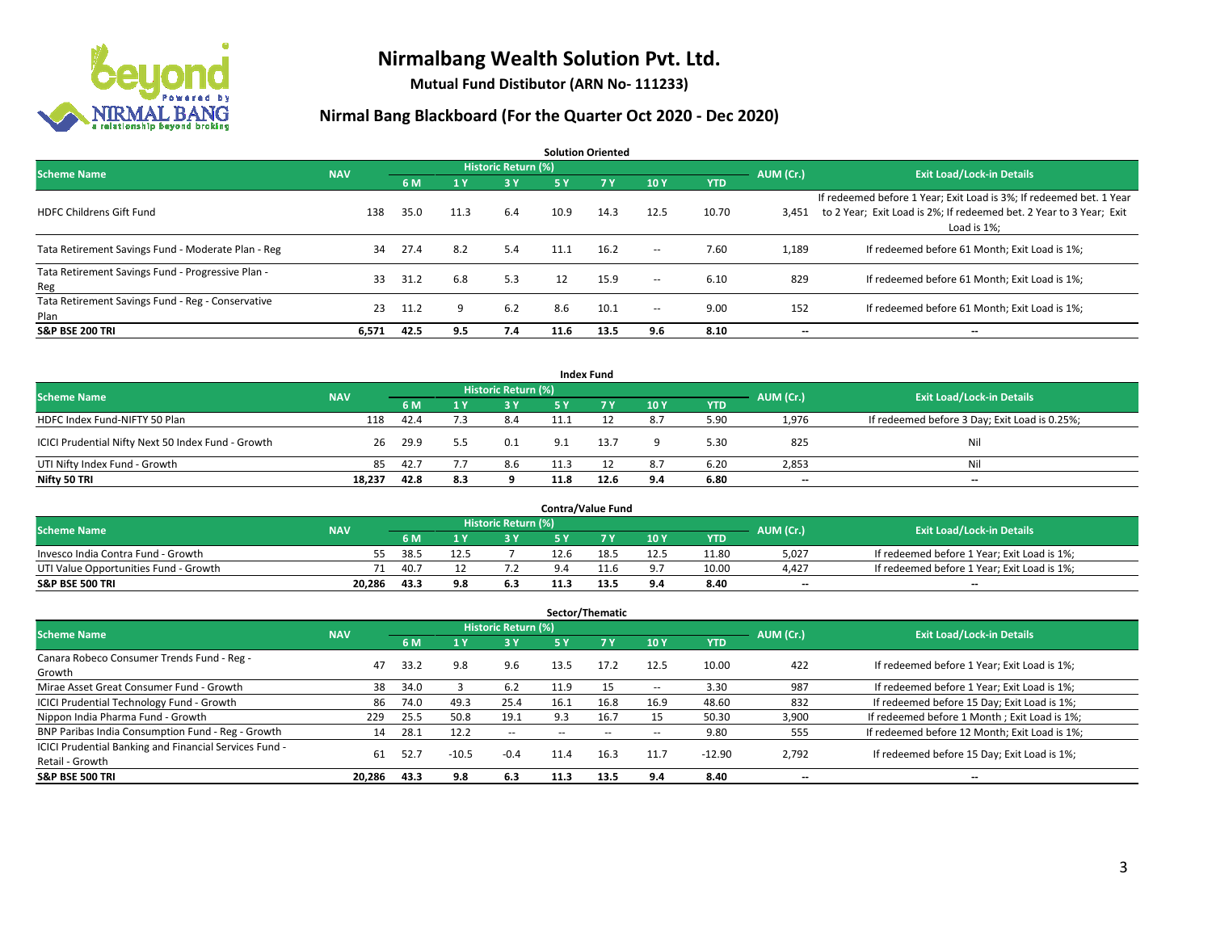# Nirmalbang Wealth Solution Pvt. Ltd.

**Mutual Fund Distibutor (ARN No- 111233)**

## Nirmal Bang Blackboard (For the Quarter Oct 2020 - Dec 2020)

### Solution Oriented

| Scheme Name | NAV | Historic Return (%) | | | | | | | AUM (Cr.) | Exit Load/Lock-in Details |
|---|---|---|---|---|---|---|---|---|---|---|
| | | 6 M | 1 Y | 3 Y | 5 Y | 7 Y | 10 Y | YTD | | |
| HDFC Childrens Gift Fund | 138 | 35.0 | 11.3 | 6.4 | 10.9 | 14.3 | 12.5 | 10.70 | 3,451 | If redeemed before 1 Year; Exit Load is 3%; If redeemed bet. 1 Year to 2 Year; Exit Load is 2%; If redeemed bet. 2 Year to 3 Year; Exit Load is 1%; |
| Tata Retirement Savings Fund - Moderate Plan - Reg | 34 | 27.4 | 8.2 | 5.4 | 11.1 | 16.2 | -- | 7.60 | 1,189 | If redeemed before 61 Month; Exit Load is 1%; |
| Tata Retirement Savings Fund - Progressive Plan - Reg | 33 | 31.2 | 6.8 | 5.3 | 12 | 15.9 | -- | 6.10 | 829 | If redeemed before 61 Month; Exit Load is 1%; |
| Tata Retirement Savings Fund - Reg - Conservative Plan | 23 | 11.2 | 9 | 6.2 | 8.6 | 10.1 | -- | 9.00 | 152 | If redeemed before 61 Month; Exit Load is 1%; |
| **S&P BSE 200 TRI** | **6,571** | **42.5** | **9.5** | **7.4** | **11.6** | **13.5** | **9.6** | **8.10** | **--** | **--** |

### Index Fund

| Scheme Name | NAV | Historic Return (%) | | | | | | | AUM (Cr.) | Exit Load/Lock-in Details |
|---|---|---|---|---|---|---|---|---|---|---|
| | | 6 M | 1 Y | 3 Y | 5 Y | 7 Y | 10 Y | YTD | | |
| HDFC Index Fund-NIFTY 50 Plan | 118 | 42.4 | 7.3 | 8.4 | 11.1 | 12 | 8.7 | 5.90 | 1,976 | If redeemed before 3 Day; Exit Load is 0.25%; |
| ICICI Prudential Nifty Next 50 Index Fund - Growth | 26 | 29.9 | 5.5 | 0.1 | 9.1 | 13.7 | 9 | 5.30 | 825 | Nil |
| UTI Nifty Index Fund - Growth | 85 | 42.7 | 7.7 | 8.6 | 11.3 | 12 | 8.7 | 6.20 | 2,853 | Nil |
| **Nifty 50 TRI** | **18,237** | **42.8** | **8.3** | **9** | **11.8** | **12.6** | **9.4** | **6.80** | **--** | **--** |

### Contra/Value Fund

| Scheme Name | NAV | Historic Return (%) | | | | | | | AUM (Cr.) | Exit Load/Lock-in Details |
|---|---|---|---|---|---|---|---|---|---|---|
| | | 6 M | 1 Y | 3 Y | 5 Y | 7 Y | 10 Y | YTD | | |
| Invesco India Contra Fund - Growth | 55 | 38.5 | 12.5 | 7 | 12.6 | 18.5 | 12.5 | 11.80 | 5,027 | If redeemed before 1 Year; Exit Load is 1%; |
| UTI Value Opportunities Fund - Growth | 71 | 40.7 | 12 | 7.2 | 9.4 | 11.6 | 9.7 | 10.00 | 4,427 | If redeemed before 1 Year; Exit Load is 1%; |
| **S&P BSE 500 TRI** | **20,286** | **43.3** | **9.8** | **6.3** | **11.3** | **13.5** | **9.4** | **8.40** | **--** | **--** |

### Sector/Thematic

| Scheme Name | NAV | Historic Return (%) | | | | | | | AUM (Cr.) | Exit Load/Lock-in Details |
|---|---|---|---|---|---|---|---|---|---|---|
| | | 6 M | 1 Y | 3 Y | 5 Y | 7 Y | 10 Y | YTD | | |
| Canara Robeco Consumer Trends Fund - Reg - Growth | 47 | 33.2 | 9.8 | 9.6 | 13.5 | 17.2 | 12.5 | 10.00 | 422 | If redeemed before 1 Year; Exit Load is 1%; |
| Mirae Asset Great Consumer Fund - Growth | 38 | 34.0 | 3 | 6.2 | 11.9 | 15 | -- | 3.30 | 987 | If redeemed before 1 Year; Exit Load is 1%; |
| ICICI Prudential Technology Fund - Growth | 86 | 74.0 | 49.3 | 25.4 | 16.1 | 16.8 | 16.9 | 48.60 | 832 | If redeemed before 15 Day; Exit Load is 1%; |
| Nippon India Pharma Fund - Growth | 229 | 25.5 | 50.8 | 19.1 | 9.3 | 16.7 | 15 | 50.30 | 3,900 | If redeemed before 1 Month ; Exit Load is 1%; |
| BNP Paribas India Consumption Fund - Reg - Growth | 14 | 28.1 | 12.2 | -- | -- | -- | -- | 9.80 | 555 | If redeemed before 12 Month; Exit Load is 1%; |
| ICICI Prudential Banking and Financial Services Fund - Retail - Growth | 61 | 52.7 | -10.5 | -0.4 | 11.4 | 16.3 | 11.7 | -12.90 | 2,792 | If redeemed before 15 Day; Exit Load is 1%; |
| **S&P BSE 500 TRI** | **20,286** | **43.3** | **9.8** | **6.3** | **11.3** | **13.5** | **9.4** | **8.40** | **--** | **--** |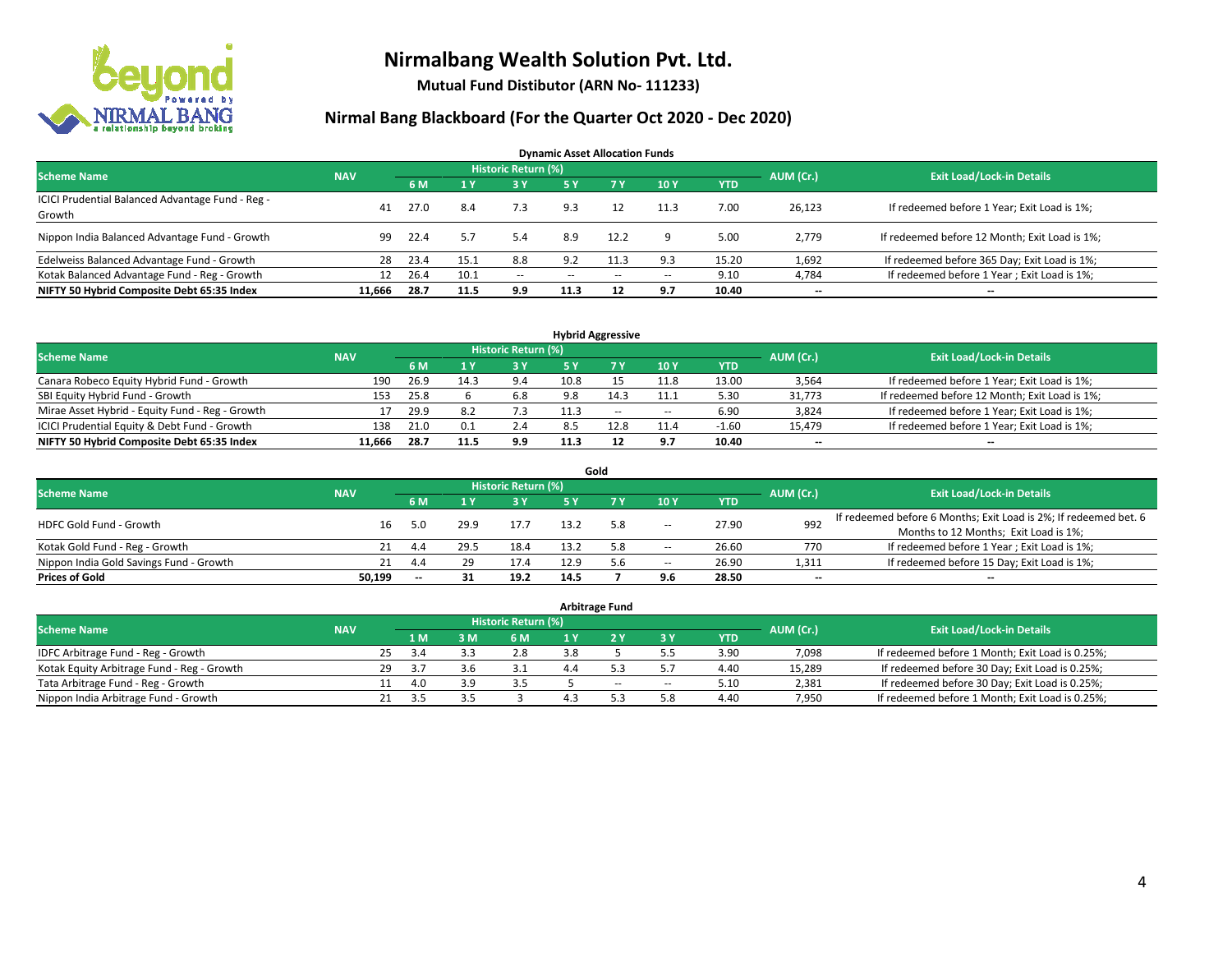# Nirmalbang Wealth Solution Pvt. Ltd.

**Mutual Fund Distibutor (ARN No- 111233)**

## Nirmal Bang Blackboard (For the Quarter Oct 2020 - Dec 2020)

### Dynamic Asset Allocation Funds

| Scheme Name | NAV | Historic Return (%) | | | | | | | AUM (Cr.) | Exit Load/Lock-in Details |
|---|---|---|---|---|---|---|---|---|---|---|
| | | 6 M | 1 Y | 3 Y | 5 Y | 7 Y | 10 Y | YTD | | |
| ICICI Prudential Balanced Advantage Fund - Reg - Growth | 41 | 27.0 | 8.4 | 7.3 | 9.3 | 12 | 11.3 | 7.00 | 26,123 | If redeemed before 1 Year; Exit Load is 1%; |
| Nippon India Balanced Advantage Fund - Growth | 99 | 22.4 | 5.7 | 5.4 | 8.9 | 12.2 | 9 | 5.00 | 2,779 | If redeemed before 12 Month; Exit Load is 1%; |
| Edelweiss Balanced Advantage Fund - Growth | 28 | 23.4 | 15.1 | 8.8 | 9.2 | 11.3 | 9.3 | 15.20 | 1,692 | If redeemed before 365 Day; Exit Load is 1%; |
| Kotak Balanced Advantage Fund - Reg - Growth | 12 | 26.4 | 10.1 | -- | -- | -- | -- | 9.10 | 4,784 | If redeemed before 1 Year ; Exit Load is 1%; |
| **NIFTY 50 Hybrid Composite Debt 65:35 Index** | **11,666** | **28.7** | **11.5** | **9.9** | **11.3** | **12** | **9.7** | **10.40** | **--** | **--** |

### Hybrid Aggressive

| Scheme Name | NAV | Historic Return (%) | | | | | | | AUM (Cr.) | Exit Load/Lock-in Details |
|---|---|---|---|---|---|---|---|---|---|---|
| | | 6 M | 1 Y | 3 Y | 5 Y | 7 Y | 10 Y | YTD | | |
| Canara Robeco Equity Hybrid Fund - Growth | 190 | 26.9 | 14.3 | 9.4 | 10.8 | 15 | 11.8 | 13.00 | 3,564 | If redeemed before 1 Year; Exit Load is 1%; |
| SBI Equity Hybrid Fund - Growth | 153 | 25.8 | 6 | 6.8 | 9.8 | 14.3 | 11.1 | 5.30 | 31,773 | If redeemed before 12 Month; Exit Load is 1%; |
| Mirae Asset Hybrid - Equity Fund - Reg - Growth | 17 | 29.9 | 8.2 | 7.3 | 11.3 | -- | -- | 6.90 | 3,824 | If redeemed before 1 Year; Exit Load is 1%; |
| ICICI Prudential Equity & Debt Fund - Growth | 138 | 21.0 | 0.1 | 2.4 | 8.5 | 12.8 | 11.4 | -1.60 | 15,479 | If redeemed before 1 Year; Exit Load is 1%; |
| **NIFTY 50 Hybrid Composite Debt 65:35 Index** | **11,666** | **28.7** | **11.5** | **9.9** | **11.3** | **12** | **9.7** | **10.40** | **--** | **--** |

### Gold

| Scheme Name | NAV | Historic Return (%) | | | | | | | AUM (Cr.) | Exit Load/Lock-in Details |
|---|---|---|---|---|---|---|---|---|---|---|
| | | 6 M | 1 Y | 3 Y | 5 Y | 7 Y | 10 Y | YTD | | |
| HDFC Gold Fund - Growth | 16 | 5.0 | 29.9 | 17.7 | 13.2 | 5.8 | -- | 27.90 | 992 | If redeemed before 6 Months; Exit Load is 2%; If redeemed bet. 6 Months to 12 Months; Exit Load is 1%; |
| Kotak Gold Fund - Reg - Growth | 21 | 4.4 | 29.5 | 18.4 | 13.2 | 5.8 | -- | 26.60 | 770 | If redeemed before 1 Year ; Exit Load is 1%; |
| Nippon India Gold Savings Fund - Growth | 21 | 4.4 | 29 | 17.4 | 12.9 | 5.6 | -- | 26.90 | 1,311 | If redeemed before 15 Day; Exit Load is 1%; |
| **Prices of Gold** | **50,199** | **--** | **31** | **19.2** | **14.5** | **7** | **9.6** | **28.50** | **--** | **--** |

### Arbitrage Fund

| Scheme Name | NAV | Historic Return (%) | | | | | | | AUM (Cr.) | Exit Load/Lock-in Details |
|---|---|---|---|---|---|---|---|---|---|---|
| | | 1 M | 3 M | 6 M | 1 Y | 2 Y | 3 Y | YTD | | |
| IDFC Arbitrage Fund - Reg - Growth | 25 | 3.4 | 3.3 | 2.8 | 3.8 | 5 | 5.5 | 3.90 | 7,098 | If redeemed before 1 Month; Exit Load is 0.25%; |
| Kotak Equity Arbitrage Fund - Reg - Growth | 29 | 3.7 | 3.6 | 3.1 | 4.4 | 5.3 | 5.7 | 4.40 | 15,289 | If redeemed before 30 Day; Exit Load is 0.25%; |
| Tata Arbitrage Fund - Reg - Growth | 11 | 4.0 | 3.9 | 3.5 | 5 | -- | -- | 5.10 | 2,381 | If redeemed before 30 Day; Exit Load is 0.25%; |
| Nippon India Arbitrage Fund - Growth | 21 | 3.5 | 3.5 | 3 | 4.3 | 5.3 | 5.8 | 4.40 | 7,950 | If redeemed before 1 Month; Exit Load is 0.25%; |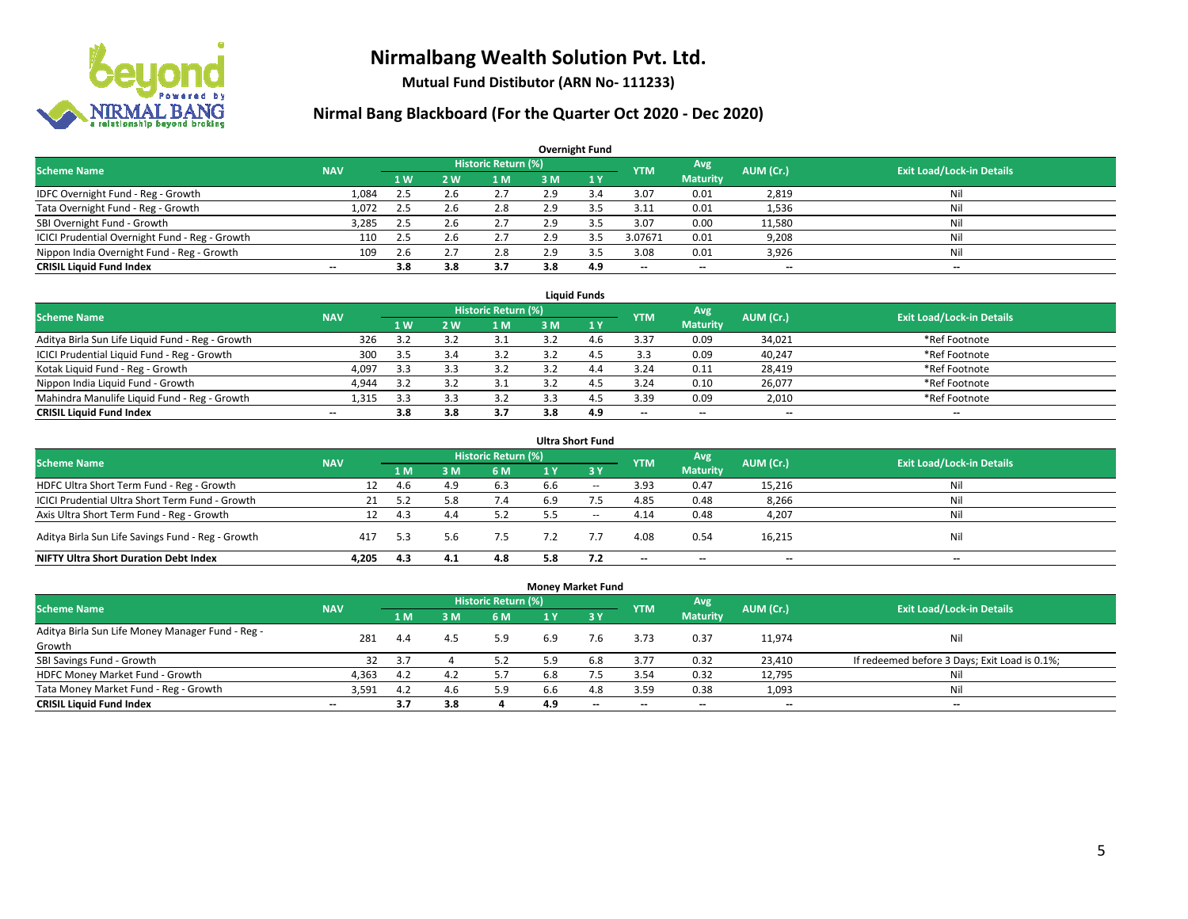# Nirmalbang Wealth Solution Pvt. Ltd.

**Mutual Fund Distibutor (ARN No- 111233)**

## Nirmal Bang Blackboard (For the Quarter Oct 2020 - Dec 2020)

### Overnight Fund

| Scheme Name | NAV | Historic Return (%) | | | | | YTM | Avg Maturity | AUM (Cr.) | Exit Load/Lock-in Details |
|---|---|---|---|---|---|---|---|---|---|---|
| | | 1 W | 2 W | 1 M | 3 M | 1 Y | | | | |
| IDFC Overnight Fund - Reg - Growth | 1,084 | 2.5 | 2.6 | 2.7 | 2.9 | 3.4 | 3.07 | 0.01 | 2,819 | Nil |
| Tata Overnight Fund - Reg - Growth | 1,072 | 2.5 | 2.6 | 2.8 | 2.9 | 3.5 | 3.11 | 0.01 | 1,536 | Nil |
| SBI Overnight Fund - Growth | 3,285 | 2.5 | 2.6 | 2.7 | 2.9 | 3.5 | 3.07 | 0.00 | 11,580 | Nil |
| ICICI Prudential Overnight Fund - Reg - Growth | 110 | 2.5 | 2.6 | 2.7 | 2.9 | 3.5 | 3.07671 | 0.01 | 9,208 | Nil |
| Nippon India Overnight Fund - Reg - Growth | 109 | 2.6 | 2.7 | 2.8 | 2.9 | 3.5 | 3.08 | 0.01 | 3,926 | Nil |
| **CRISIL Liquid Fund Index** | -- | **3.8** | **3.8** | **3.7** | **3.8** | **4.9** | -- | -- | -- | -- |

### Liquid Funds

| Scheme Name | NAV | Historic Return (%) | | | | | YTM | Avg Maturity | AUM (Cr.) | Exit Load/Lock-in Details |
|---|---|---|---|---|---|---|---|---|---|---|
| | | 1 W | 2 W | 1 M | 3 M | 1 Y | | | | |
| Aditya Birla Sun Life Liquid Fund - Reg - Growth | 326 | 3.2 | 3.2 | 3.1 | 3.2 | 4.6 | 3.37 | 0.09 | 34,021 | *Ref Footnote |
| ICICI Prudential Liquid Fund - Reg - Growth | 300 | 3.5 | 3.4 | 3.2 | 3.2 | 4.5 | 3.3 | 0.09 | 40,247 | *Ref Footnote |
| Kotak Liquid Fund - Reg - Growth | 4,097 | 3.3 | 3.3 | 3.2 | 3.2 | 4.4 | 3.24 | 0.11 | 28,419 | *Ref Footnote |
| Nippon India Liquid Fund - Growth | 4,944 | 3.2 | 3.2 | 3.1 | 3.2 | 4.5 | 3.24 | 0.10 | 26,077 | *Ref Footnote |
| Mahindra Manulife Liquid Fund - Reg - Growth | 1,315 | 3.3 | 3.3 | 3.2 | 3.3 | 4.5 | 3.39 | 0.09 | 2,010 | *Ref Footnote |
| **CRISIL Liquid Fund Index** | -- | **3.8** | **3.8** | **3.7** | **3.8** | **4.9** | -- | -- | -- | -- |

### Ultra Short Fund

| Scheme Name | NAV | Historic Return (%) | | | | | YTM | Avg Maturity | AUM (Cr.) | Exit Load/Lock-in Details |
|---|---|---|---|---|---|---|---|---|---|---|
| | | 1 M | 3 M | 6 M | 1 Y | 3 Y | | | | |
| HDFC Ultra Short Term Fund - Reg - Growth | 12 | 4.6 | 4.9 | 6.3 | 6.6 | -- | 3.93 | 0.47 | 15,216 | Nil |
| ICICI Prudential Ultra Short Term Fund - Growth | 21 | 5.2 | 5.8 | 7.4 | 6.9 | 7.5 | 4.85 | 0.48 | 8,266 | Nil |
| Axis Ultra Short Term Fund - Reg - Growth | 12 | 4.3 | 4.4 | 5.2 | 5.5 | -- | 4.14 | 0.48 | 4,207 | Nil |
| Aditya Birla Sun Life Savings Fund - Reg - Growth | 417 | 5.3 | 5.6 | 7.5 | 7.2 | 7.7 | 4.08 | 0.54 | 16,215 | Nil |
| **NIFTY Ultra Short Duration Debt Index** | **4,205** | **4.3** | **4.1** | **4.8** | **5.8** | **7.2** | -- | -- | -- | -- |

### Money Market Fund

| Scheme Name | NAV | Historic Return (%) | | | | | YTM | Avg Maturity | AUM (Cr.) | Exit Load/Lock-in Details |
|---|---|---|---|---|---|---|---|---|---|---|
| | | 1 M | 3 M | 6 M | 1 Y | 3 Y | | | | |
| Aditya Birla Sun Life Money Manager Fund - Reg - Growth | 281 | 4.4 | 4.5 | 5.9 | 6.9 | 7.6 | 3.73 | 0.37 | 11,974 | Nil |
| SBI Savings Fund - Growth | 32 | 3.7 | 4 | 5.2 | 5.9 | 6.8 | 3.77 | 0.32 | 23,410 | If redeemed before 3 Days; Exit Load is 0.1%; |
| HDFC Money Market Fund - Growth | 4,363 | 4.2 | 4.2 | 5.7 | 6.8 | 7.5 | 3.54 | 0.32 | 12,795 | Nil |
| Tata Money Market Fund - Reg - Growth | 3,591 | 4.2 | 4.6 | 5.9 | 6.6 | 4.8 | 3.59 | 0.38 | 1,093 | Nil |
| **CRISIL Liquid Fund Index** | -- | **3.7** | **3.8** | **4** | **4.9** | -- | -- | -- | -- | -- |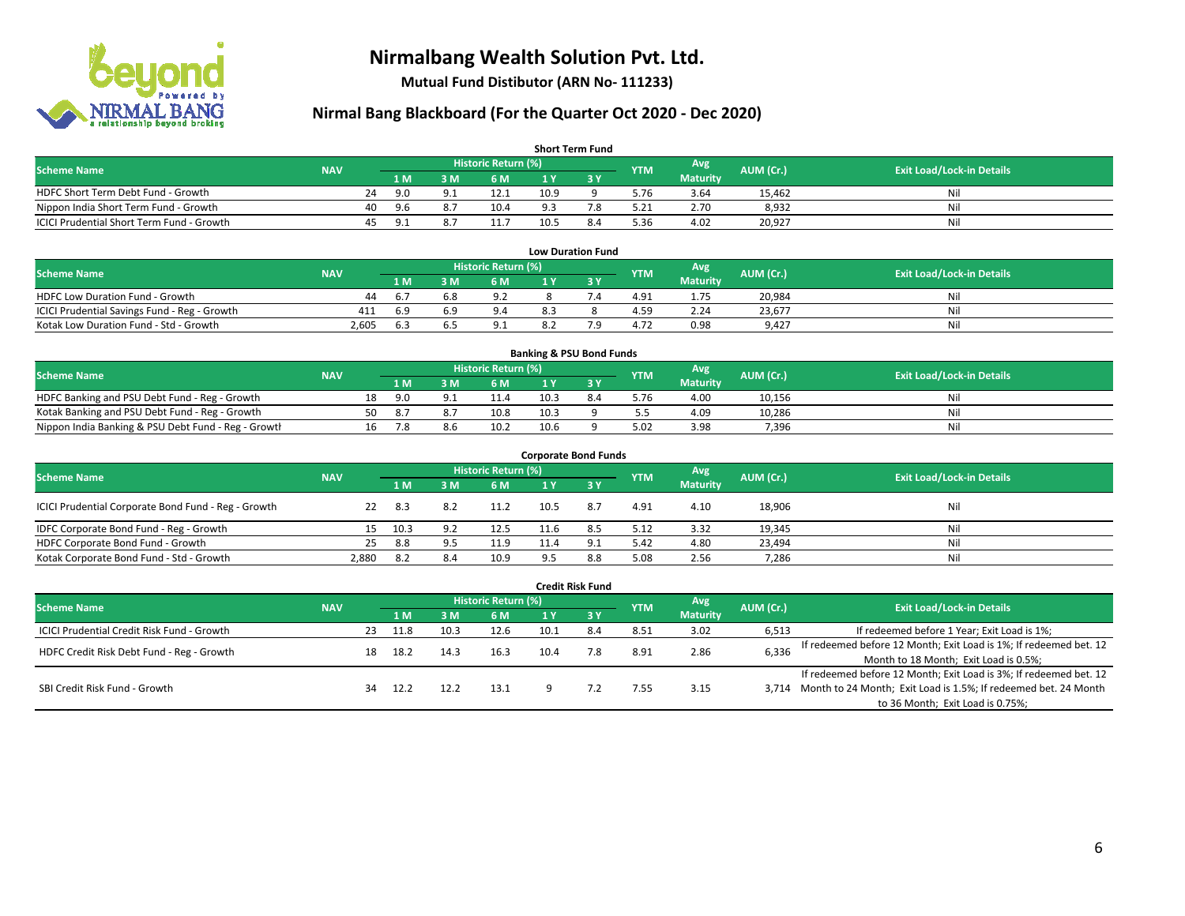# Nirmalbang Wealth Solution Pvt. Ltd.

**Mutual Fund Distibutor (ARN No- 111233)**

## Nirmal Bang Blackboard (For the Quarter Oct 2020 - Dec 2020)

### Short Term Fund

| Scheme Name | NAV | Historic Return (%) | | | | | YTM | Avg Maturity | AUM (Cr.) | Exit Load/Lock-in Details |
|---|---|---|---|---|---|---|---|---|---|---|
| | | 1 M | 3 M | 6 M | 1 Y | 3 Y | | | | |
| HDFC Short Term Debt Fund - Growth | 24 | 9.0 | 9.1 | 12.1 | 10.9 | 9 | 5.76 | 3.64 | 15,462 | Nil |
| Nippon India Short Term Fund - Growth | 40 | 9.6 | 8.7 | 10.4 | 9.3 | 7.8 | 5.21 | 2.70 | 8,932 | Nil |
| ICICI Prudential Short Term Fund - Growth | 45 | 9.1 | 8.7 | 11.7 | 10.5 | 8.4 | 5.36 | 4.02 | 20,927 | Nil |

### Low Duration Fund

| Scheme Name | NAV | Historic Return (%) | | | | | YTM | Avg Maturity | AUM (Cr.) | Exit Load/Lock-in Details |
|---|---|---|---|---|---|---|---|---|---|---|
| | | 1 M | 3 M | 6 M | 1 Y | 3 Y | | | | |
| HDFC Low Duration Fund - Growth | 44 | 6.7 | 6.8 | 9.2 | 8 | 7.4 | 4.91 | 1.75 | 20,984 | Nil |
| ICICI Prudential Savings Fund - Reg - Growth | 411 | 6.9 | 6.9 | 9.4 | 8.3 | 8 | 4.59 | 2.24 | 23,677 | Nil |
| Kotak Low Duration Fund - Std - Growth | 2,605 | 6.3 | 6.5 | 9.1 | 8.2 | 7.9 | 4.72 | 0.98 | 9,427 | Nil |

### Banking & PSU Bond Funds

| Scheme Name | NAV | Historic Return (%) | | | | | YTM | Avg Maturity | AUM (Cr.) | Exit Load/Lock-in Details |
|---|---|---|---|---|---|---|---|---|---|---|
| | | 1 M | 3 M | 6 M | 1 Y | 3 Y | | | | |
| HDFC Banking and PSU Debt Fund - Reg - Growth | 18 | 9.0 | 9.1 | 11.4 | 10.3 | 8.4 | 5.76 | 4.00 | 10,156 | Nil |
| Kotak Banking and PSU Debt Fund - Reg - Growth | 50 | 8.7 | 8.7 | 10.8 | 10.3 | 9 | 5.5 | 4.09 | 10,286 | Nil |
| Nippon India Banking & PSU Debt Fund - Reg - Growth | 16 | 7.8 | 8.6 | 10.2 | 10.6 | 9 | 5.02 | 3.98 | 7,396 | Nil |

### Corporate Bond Funds

| Scheme Name | NAV | Historic Return (%) | | | | | YTM | Avg Maturity | AUM (Cr.) | Exit Load/Lock-in Details |
|---|---|---|---|---|---|---|---|---|---|---|
| | | 1 M | 3 M | 6 M | 1 Y | 3 Y | | | | |
| ICICI Prudential Corporate Bond Fund - Reg - Growth | 22 | 8.3 | 8.2 | 11.2 | 10.5 | 8.7 | 4.91 | 4.10 | 18,906 | Nil |
| IDFC Corporate Bond Fund - Reg - Growth | 15 | 10.3 | 9.2 | 12.5 | 11.6 | 8.5 | 5.12 | 3.32 | 19,345 | Nil |
| HDFC Corporate Bond Fund - Growth | 25 | 8.8 | 9.5 | 11.9 | 11.4 | 9.1 | 5.42 | 4.80 | 23,494 | Nil |
| Kotak Corporate Bond Fund - Std - Growth | 2,880 | 8.2 | 8.4 | 10.9 | 9.5 | 8.8 | 5.08 | 2.56 | 7,286 | Nil |

### Credit Risk Fund

| Scheme Name | NAV | Historic Return (%) | | | | | YTM | Avg Maturity | AUM (Cr.) | Exit Load/Lock-in Details |
|---|---|---|---|---|---|---|---|---|---|---|
| | | 1 M | 3 M | 6 M | 1 Y | 3 Y | | | | |
| ICICI Prudential Credit Risk Fund - Growth | 23 | 11.8 | 10.3 | 12.6 | 10.1 | 8.4 | 8.51 | 3.02 | 6,513 | If redeemed before 1 Year; Exit Load is 1%; |
| HDFC Credit Risk Debt Fund - Reg - Growth | 18 | 18.2 | 14.3 | 16.3 | 10.4 | 7.8 | 8.91 | 2.86 | 6,336 | If redeemed before 12 Month; Exit Load is 1%; If redeemed bet. 12 Month to 18 Month; Exit Load is 0.5%; |
| SBI Credit Risk Fund - Growth | 34 | 12.2 | 12.2 | 13.1 | 9 | 7.2 | 7.55 | 3.15 | 3,714 | If redeemed before 12 Month; Exit Load is 3%; If redeemed bet. 12 Month to 24 Month; Exit Load is 1.5%; If redeemed bet. 24 Month to 36 Month; Exit Load is 0.75%; |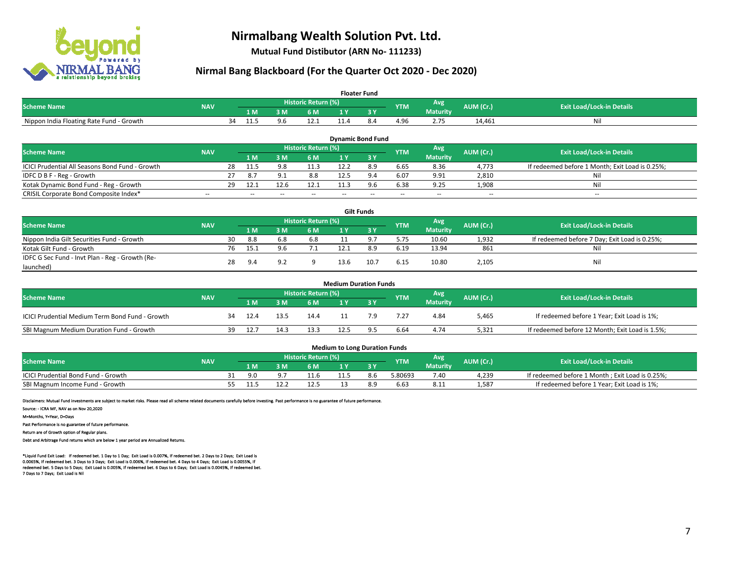# Nirmalbang Wealth Solution Pvt. Ltd.

**Mutual Fund Distibutor (ARN No- 111233)**

## Nirmal Bang Blackboard (For the Quarter Oct 2020 - Dec 2020)

### Floater Fund

| Scheme Name | NAV | Historic Return (%) | | | | | YTM | Avg Maturity | AUM (Cr.) | Exit Load/Lock-in Details |
|---|---|---|---|---|---|---|---|---|---|---|
| | | 1 M | 3 M | 6 M | 1 Y | 3 Y | | | | |
| Nippon India Floating Rate Fund - Growth | 34 | 11.5 | 9.6 | 12.1 | 11.4 | 8.4 | 4.96 | 2.75 | 14,461 | Nil |

### Dynamic Bond Fund

| Scheme Name | NAV | Historic Return (%) | | | | | YTM | Avg Maturity | AUM (Cr.) | Exit Load/Lock-in Details |
|---|---|---|---|---|---|---|---|---|---|---|
| | | 1 M | 3 M | 6 M | 1 Y | 3 Y | | | | |
| ICICI Prudential All Seasons Bond Fund - Growth | 28 | 11.5 | 9.8 | 11.3 | 12.2 | 8.9 | 6.65 | 8.36 | 4,773 | If redeemed before 1 Month; Exit Load is 0.25%; |
| IDFC D B F - Reg - Growth | 27 | 8.7 | 9.1 | 8.8 | 12.5 | 9.4 | 6.07 | 9.91 | 2,810 | Nil |
| Kotak Dynamic Bond Fund - Reg - Growth | 29 | 12.1 | 12.6 | 12.1 | 11.3 | 9.6 | 6.38 | 9.25 | 1,908 | Nil |
| CRISIL Corporate Bond Composite Index* | -- | -- | -- | -- | -- | -- | -- | -- | -- | -- |

### Gilt Funds

| Scheme Name | NAV | Historic Return (%) | | | | | YTM | Avg Maturity | AUM (Cr.) | Exit Load/Lock-in Details |
|---|---|---|---|---|---|---|---|---|---|---|
| | | 1 M | 3 M | 6 M | 1 Y | 3 Y | | | | |
| Nippon India Gilt Securities Fund - Growth | 30 | 8.8 | 6.8 | 6.8 | 11 | 9.7 | 5.75 | 10.60 | 1,932 | If redeemed before 7 Day; Exit Load is 0.25%; |
| Kotak Gilt Fund - Growth | 76 | 15.1 | 9.6 | 7.1 | 12.1 | 8.9 | 6.19 | 13.94 | 861 | Nil |
| IDFC G Sec Fund - Invt Plan - Reg - Growth (Re-launched) | 28 | 9.4 | 9.2 | 9 | 13.6 | 10.7 | 6.15 | 10.80 | 2,105 | Nil |

### Medium Duration Funds

| Scheme Name | NAV | Historic Return (%) | | | | | YTM | Avg Maturity | AUM (Cr.) | Exit Load/Lock-in Details |
|---|---|---|---|---|---|---|---|---|---|---|
| | | 1 M | 3 M | 6 M | 1 Y | 3 Y | | | | |
| ICICI Prudential Medium Term Bond Fund - Growth | 34 | 12.4 | 13.5 | 14.4 | 11 | 7.9 | 7.27 | 4.84 | 5,465 | If redeemed before 1 Year; Exit Load is 1%; |
| SBI Magnum Medium Duration Fund - Growth | 39 | 12.7 | 14.3 | 13.3 | 12.5 | 9.5 | 6.64 | 4.74 | 5,321 | If redeemed before 12 Month; Exit Load is 1.5%; |

### Medium to Long Duration Funds

| Scheme Name | NAV | Historic Return (%) | | | | | YTM | Avg Maturity | AUM (Cr.) | Exit Load/Lock-in Details |
|---|---|---|---|---|---|---|---|---|---|---|
| | | 1 M | 3 M | 6 M | 1 Y | 3 Y | | | | |
| ICICI Prudential Bond Fund - Growth | 31 | 9.0 | 9.7 | 11.6 | 11.5 | 8.6 | 5.80693 | 7.40 | 4,239 | If redeemed before 1 Month ; Exit Load is 0.25%; |
| SBI Magnum Income Fund - Growth | 55 | 11.5 | 12.2 | 12.5 | 13 | 8.9 | 6.63 | 8.11 | 1,587 | If redeemed before 1 Year; Exit Load is 1%; |

Disclaimers: Mutual Fund investments are subject to market risks. Please read all scheme related documents carefully before investing. Past performance is no guarantee of future performance.

Source: - ICRA MF, NAV as on Nov 20,2020

M=Months, Y=Year, D=Days

Past Performance is no guarantee of future performance.

Return are of Growth option of Regular plans.

Debt and Arbitrage Fund returns which are below 1 year period are Annualized Returns.

*Liquid Fund Exit Load: If redeemed bet. 1 Day to 1 Day; Exit Load is 0.007%, If redeemed bet. 2 Days to 2 Days; Exit Load is 0.0065%, If redeemed bet. 3 Days to 3 Days; Exit Load is 0.006%, If redeemed bet. 4 Days to 4 Days; Exit Load is 0.0055%, If redeemed bet. 5 Days to 5 Days; Exit Load is 0.005%, If redeemed bet. 6 Days to 6 Days; Exit Load is 0.0045%, If redeemed bet. 7 Days to 7 Days; Exit Load is Nil